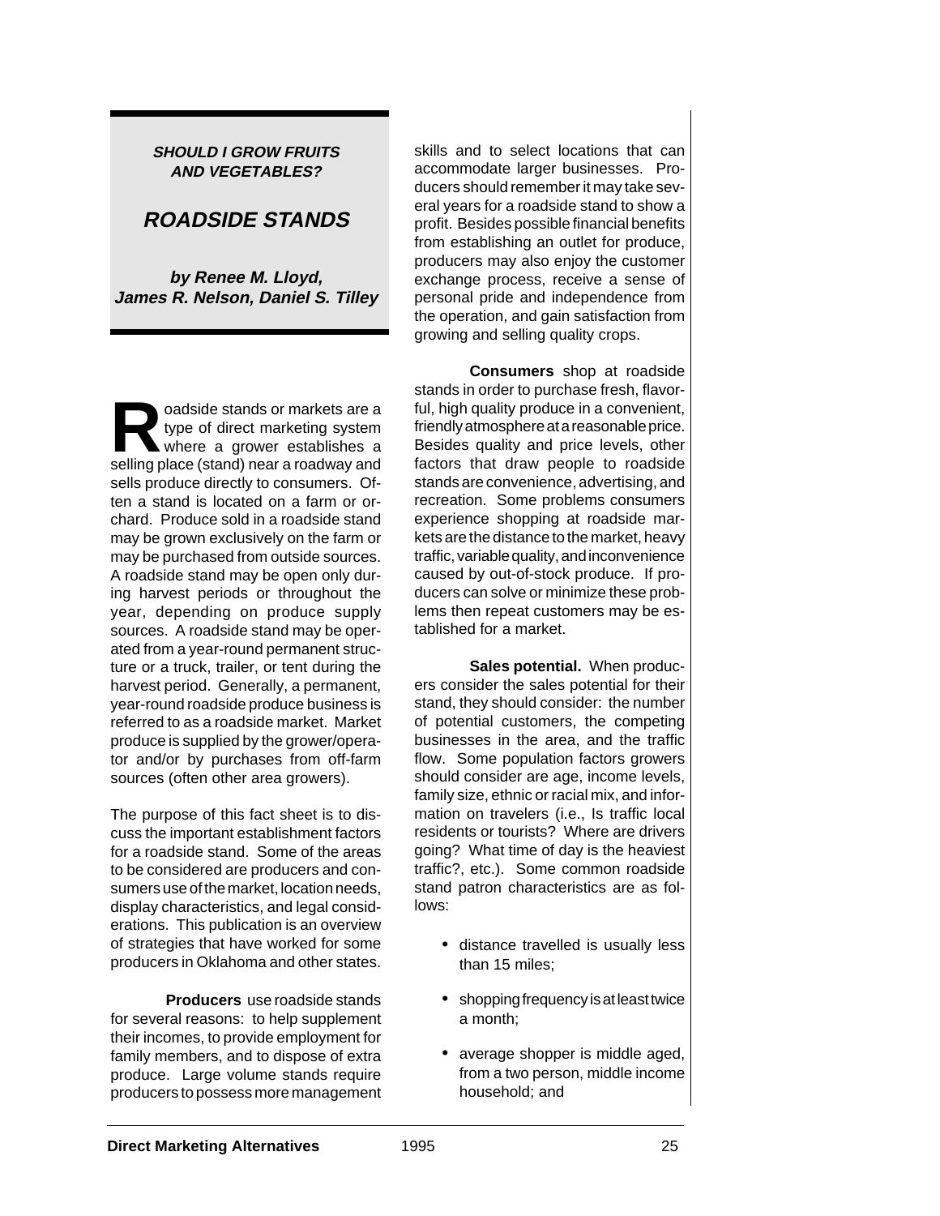**SHOULD I GROW FRUITS AND VEGETABLES?**

# ROADSIDE STANDS

**by Renee M. Lloyd, James R. Nelson, Daniel S. Tilley**

Roadside stands or markets are a type of direct marketing system where a grower establishes a selling place (stand) near a roadway and sells produce directly to consumers. Often a stand is located on a farm or orchard. Produce sold in a roadside stand may be grown exclusively on the farm or may be purchased from outside sources. A roadside stand may be open only during harvest periods or throughout the year, depending on produce supply sources. A roadside stand may be operated from a year-round permanent structure or a truck, trailer, or tent during the harvest period. Generally, a permanent, year-round roadside produce business is referred to as a roadside market. Market produce is supplied by the grower/operator and/or by purchases from off-farm sources (often other area growers).

The purpose of this fact sheet is to discuss the important establishment factors for a roadside stand. Some of the areas to be considered are producers and consumers use of the market, location needs, display characteristics, and legal considerations. This publication is an overview of strategies that have worked for some producers in Oklahoma and other states.

**Producers** use roadside stands for several reasons: to help supplement their incomes, to provide employment for family members, and to dispose of extra produce. Large volume stands require producers to possess more management skills and to select locations that can accommodate larger businesses. Producers should remember it may take several years for a roadside stand to show a profit. Besides possible financial benefits from establishing an outlet for produce, producers may also enjoy the customer exchange process, receive a sense of personal pride and independence from the operation, and gain satisfaction from growing and selling quality crops.

**Consumers** shop at roadside stands in order to purchase fresh, flavorful, high quality produce in a convenient, friendly atmosphere at a reasonable price. Besides quality and price levels, other factors that draw people to roadside stands are convenience, advertising, and recreation. Some problems consumers experience shopping at roadside markets are the distance to the market, heavy traffic, variable quality, and inconvenience caused by out-of-stock produce. If producers can solve or minimize these problems then repeat customers may be established for a market.

**Sales potential.** When producers consider the sales potential for their stand, they should consider: the number of potential customers, the competing businesses in the area, and the traffic flow. Some population factors growers should consider are age, income levels, family size, ethnic or racial mix, and information on travelers (i.e., Is traffic local residents or tourists? Where are drivers going? What time of day is the heaviest traffic?, etc.). Some common roadside stand patron characteristics are as follows:

- distance travelled is usually less than 15 miles;
- shopping frequency is at least twice a month;
- average shopper is middle aged, from a two person, middle income household; and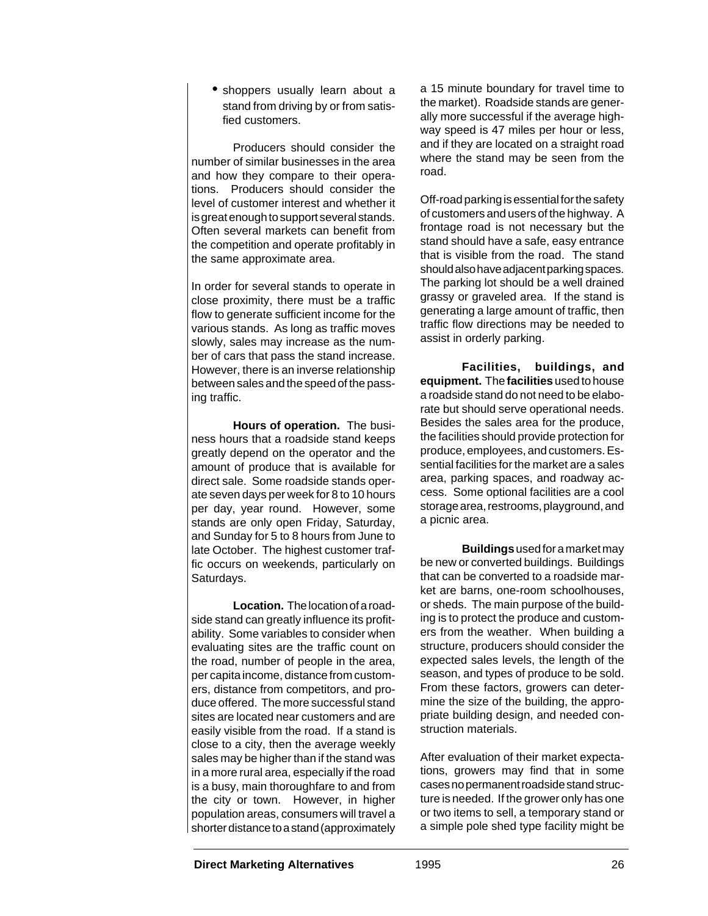- shoppers usually learn about a stand from driving by or from satisfied customers.

Producers should consider the number of similar businesses in the area and how they compare to their operations. Producers should consider the level of customer interest and whether it is great enough to support several stands. Often several markets can benefit from the competition and operate profitably in the same approximate area.

In order for several stands to operate in close proximity, there must be a traffic flow to generate sufficient income for the various stands. As long as traffic moves slowly, sales may increase as the number of cars that pass the stand increase. However, there is an inverse relationship between sales and the speed of the passing traffic.

**Hours of operation.** The business hours that a roadside stand keeps greatly depend on the operator and the amount of produce that is available for direct sale. Some roadside stands operate seven days per week for 8 to 10 hours per day, year round. However, some stands are only open Friday, Saturday, and Sunday for 5 to 8 hours from June to late October. The highest customer traffic occurs on weekends, particularly on Saturdays.

**Location.** The location of a roadside stand can greatly influence its profitability. Some variables to consider when evaluating sites are the traffic count on the road, number of people in the area, per capita income, distance from customers, distance from competitors, and produce offered. The more successful stand sites are located near customers and are easily visible from the road. If a stand is close to a city, then the average weekly sales may be higher than if the stand was in a more rural area, especially if the road is a busy, main thoroughfare to and from the city or town. However, in higher population areas, consumers will travel a shorter distance to a stand (approximately a 15 minute boundary for travel time to the market). Roadside stands are generally more successful if the average highway speed is 47 miles per hour or less, and if they are located on a straight road where the stand may be seen from the road.

Off-road parking is essential for the safety of customers and users of the highway. A frontage road is not necessary but the stand should have a safe, easy entrance that is visible from the road. The stand should also have adjacent parking spaces. The parking lot should be a well drained grassy or graveled area. If the stand is generating a large amount of traffic, then traffic flow directions may be needed to assist in orderly parking.

**Facilities, buildings, and equipment.** The **facilities** used to house a roadside stand do not need to be elaborate but should serve operational needs. Besides the sales area for the produce, the facilities should provide protection for produce, employees, and customers. Essential facilities for the market are a sales area, parking spaces, and roadway access. Some optional facilities are a cool storage area, restrooms, playground, and a picnic area.

**Buildings** used for a market may be new or converted buildings. Buildings that can be converted to a roadside market are barns, one-room schoolhouses, or sheds. The main purpose of the building is to protect the produce and customers from the weather. When building a structure, producers should consider the expected sales levels, the length of the season, and types of produce to be sold. From these factors, growers can determine the size of the building, the appropriate building design, and needed construction materials.

After evaluation of their market expectations, growers may find that in some cases no permanent roadside stand structure is needed. If the grower only has one or two items to sell, a temporary stand or a simple pole shed type facility might be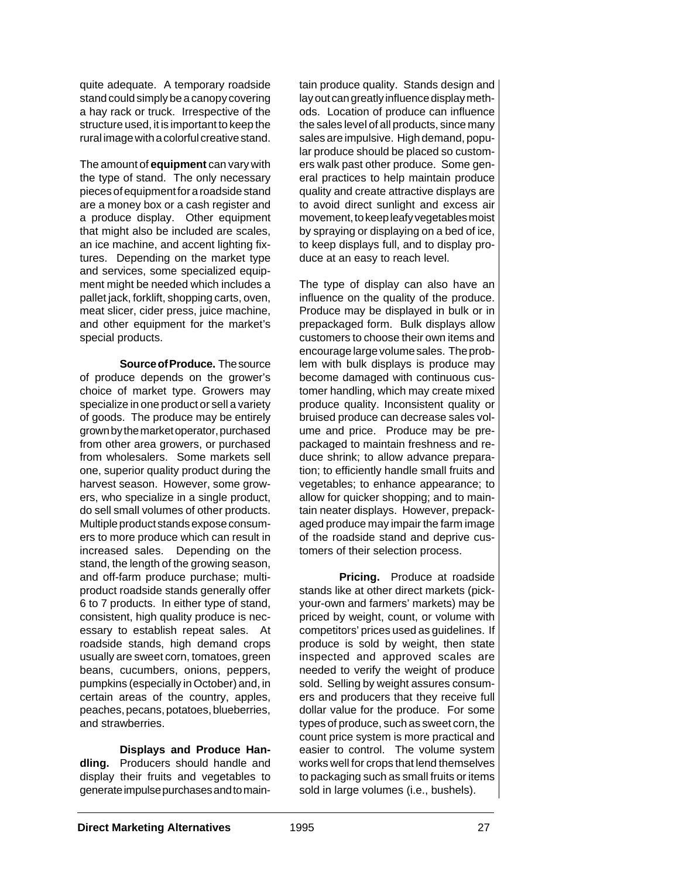quite adequate. A temporary roadside stand could simply be a canopy covering a hay rack or truck. Irrespective of the structure used, it is important to keep the rural image with a colorful creative stand.

The amount of **equipment** can vary with the type of stand. The only necessary pieces of equipment for a roadside stand are a money box or a cash register and a produce display. Other equipment that might also be included are scales, an ice machine, and accent lighting fixtures. Depending on the market type and services, some specialized equipment might be needed which includes a pallet jack, forklift, shopping carts, oven, meat slicer, cider press, juice machine, and other equipment for the market's special products.

**Source of Produce.** The source of produce depends on the grower's choice of market type. Growers may specialize in one product or sell a variety of goods. The produce may be entirely grown by the market operator, purchased from other area growers, or purchased from wholesalers. Some markets sell one, superior quality product during the harvest season. However, some growers, who specialize in a single product, do sell small volumes of other products. Multiple product stands expose consumers to more produce which can result in increased sales. Depending on the stand, the length of the growing season, and off-farm produce purchase; multi-product roadside stands generally offer 6 to 7 products. In either type of stand, consistent, high quality produce is necessary to establish repeat sales. At roadside stands, high demand crops usually are sweet corn, tomatoes, green beans, cucumbers, onions, peppers, pumpkins (especially in October) and, in certain areas of the country, apples, peaches, pecans, potatoes, blueberries, and strawberries.

**Displays and Produce Handling.** Producers should handle and display their fruits and vegetables to generate impulse purchases and to maintain produce quality. Stands design and lay out can greatly influence display methods. Location of produce can influence the sales level of all products, since many sales are impulsive. High demand, popular produce should be placed so customers walk past other produce. Some general practices to help maintain produce quality and create attractive displays are to avoid direct sunlight and excess air movement, to keep leafy vegetables moist by spraying or displaying on a bed of ice, to keep displays full, and to display produce at an easy to reach level.

The type of display can also have an influence on the quality of the produce. Produce may be displayed in bulk or in prepackaged form. Bulk displays allow customers to choose their own items and encourage large volume sales. The problem with bulk displays is produce may become damaged with continuous customer handling, which may create mixed produce quality. Inconsistent quality or bruised produce can decrease sales volume and price. Produce may be prepackaged to maintain freshness and reduce shrink; to allow advance preparation; to efficiently handle small fruits and vegetables; to enhance appearance; to allow for quicker shopping; and to maintain neater displays. However, prepackaged produce may impair the farm image of the roadside stand and deprive customers of their selection process.

**Pricing.** Produce at roadside stands like at other direct markets (pick-your-own and farmers' markets) may be priced by weight, count, or volume with competitors' prices used as guidelines. If produce is sold by weight, then state inspected and approved scales are needed to verify the weight of produce sold. Selling by weight assures consumers and producers that they receive full dollar value for the produce. For some types of produce, such as sweet corn, the count price system is more practical and easier to control. The volume system works well for crops that lend themselves to packaging such as small fruits or items sold in large volumes (i.e., bushels).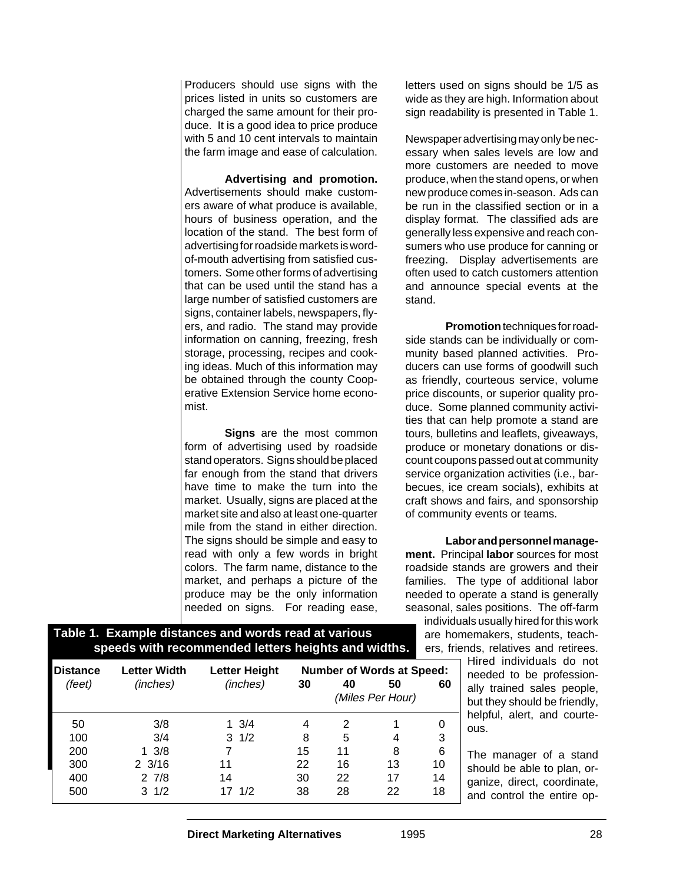Producers should use signs with the prices listed in units so customers are charged the same amount for their produce. It is a good idea to price produce with 5 and 10 cent intervals to maintain the farm image and ease of calculation.

**Advertising and promotion.** Advertisements should make customers aware of what produce is available, hours of business operation, and the location of the stand. The best form of advertising for roadside markets is word-of-mouth advertising from satisfied customers. Some other forms of advertising that can be used until the stand has a large number of satisfied customers are signs, container labels, newspapers, flyers, and radio. The stand may provide information on canning, freezing, fresh storage, processing, recipes and cooking ideas. Much of this information may be obtained through the county Cooperative Extension Service home economist.

**Signs** are the most common form of advertising used by roadside stand operators. Signs should be placed far enough from the stand that drivers have time to make the turn into the market. Usually, signs are placed at the market site and also at least one-quarter mile from the stand in either direction. The signs should be simple and easy to read with only a few words in bright colors. The farm name, distance to the market, and perhaps a picture of the produce may be the only information needed on signs. For reading ease, letters used on signs should be 1/5 as wide as they are high. Information about sign readability is presented in Table 1.

**Table 1. Example distances and words read at various speeds with recommended letters heights and widths.**

| Distance *(feet)* | Letter Width *(inches)* | Letter Height *(inches)* | Number of Words at Speed: 30 | 40 | 50 | 60 |
|---|---|---|---|---|---|---|
| | | | *(Miles Per Hour)* | | | |
| 50 | 3/8 | 1 3/4 | 4 | 2 | 1 | 0 |
| 100 | 3/4 | 3 1/2 | 8 | 5 | 4 | 3 |
| 200 | 1 3/8 | 7 | 15 | 11 | 8 | 6 |
| 300 | 2 3/16 | 11 | 22 | 16 | 13 | 10 |
| 400 | 2 7/8 | 14 | 30 | 22 | 17 | 14 |
| 500 | 3 1/2 | 17 1/2 | 38 | 28 | 22 | 18 |

Newspaper advertising may only be necessary when sales levels are low and more customers are needed to move produce, when the stand opens, or when new produce comes in-season. Ads can be run in the classified section or in a display format. The classified ads are generally less expensive and reach consumers who use produce for canning or freezing. Display advertisements are often used to catch customers attention and announce special events at the stand.

**Promotion** techniques for roadside stands can be individually or community based planned activities. Producers can use forms of goodwill such as friendly, courteous service, volume price discounts, or superior quality produce. Some planned community activities that can help promote a stand are tours, bulletins and leaflets, giveaways, produce or monetary donations or discount coupons passed out at community service organization activities (i.e., barbecues, ice cream socials), exhibits at craft shows and fairs, and sponsorship of community events or teams.

**Labor and personnel management.** Principal **labor** sources for most roadside stands are growers and their families. The type of additional labor needed to operate a stand is generally seasonal, sales positions. The off-farm individuals usually hired for this work are homemakers, students, teachers, friends, relatives and retirees. Hired individuals do not needed to be professionally trained sales people, but they should be friendly, helpful, alert, and courteous.

The manager of a stand should be able to plan, organize, direct, coordinate, and control the entire op-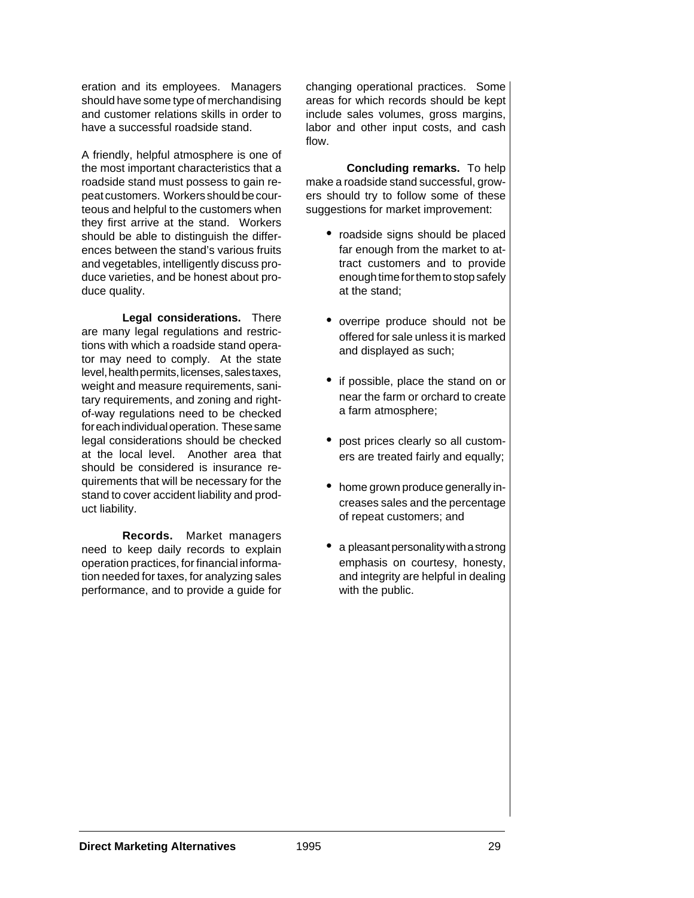eration and its employees. Managers should have some type of merchandising and customer relations skills in order to have a successful roadside stand.

A friendly, helpful atmosphere is one of the most important characteristics that a roadside stand must possess to gain repeat customers. Workers should be courteous and helpful to the customers when they first arrive at the stand. Workers should be able to distinguish the differences between the stand's various fruits and vegetables, intelligently discuss produce varieties, and be honest about produce quality.

**Legal considerations.** There are many legal regulations and restrictions with which a roadside stand operator may need to comply. At the state level, health permits, licenses, sales taxes, weight and measure requirements, sanitary requirements, and zoning and right-of-way regulations need to be checked for each individual operation. These same legal considerations should be checked at the local level. Another area that should be considered is insurance requirements that will be necessary for the stand to cover accident liability and product liability.

**Records.** Market managers need to keep daily records to explain operation practices, for financial information needed for taxes, for analyzing sales performance, and to provide a guide for changing operational practices. Some areas for which records should be kept include sales volumes, gross margins, labor and other input costs, and cash flow.

**Concluding remarks.** To help make a roadside stand successful, growers should try to follow some of these suggestions for market improvement:

- roadside signs should be placed far enough from the market to attract customers and to provide enough time for them to stop safely at the stand;
- overripe produce should not be offered for sale unless it is marked and displayed as such;
- if possible, place the stand on or near the farm or orchard to create a farm atmosphere;
- post prices clearly so all customers are treated fairly and equally;
- home grown produce generally increases sales and the percentage of repeat customers; and
- a pleasant personality with a strong emphasis on courtesy, honesty, and integrity are helpful in dealing with the public.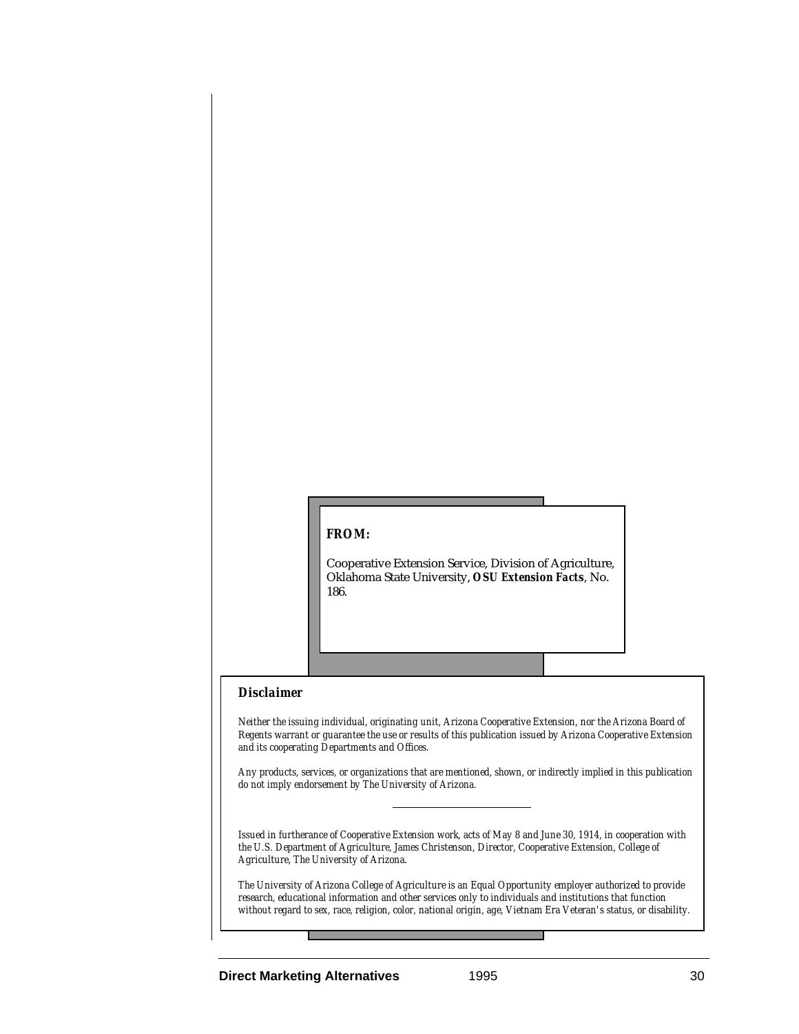**FROM:**

Cooperative Extension Service, Division of Agriculture, Oklahoma State University, ***OSU Extension Facts***, No. 186.

### *Disclaimer*

*Neither the issuing individual, originating unit, Arizona Cooperative Extension, nor the Arizona Board of Regents warrant or guarantee the use or results of this publication issued by Arizona Cooperative Extension and its cooperating Departments and Offices.*

*Any products, services, or organizations that are mentioned, shown, or indirectly implied in this publication do not imply endorsement by The University of Arizona.*

---

*Issued in furtherance of Cooperative Extension work, acts of May 8 and June 30, 1914, in cooperation with the U.S. Department of Agriculture, James Christenson, Director, Cooperative Extension, College of Agriculture, The University of Arizona.*

*The University of Arizona College of Agriculture is an Equal Opportunity employer authorized to provide research, educational information and other services only to individuals and institutions that function without regard to sex, race, religion, color, national origin, age, Vietnam Era Veteran's status, or disability.*